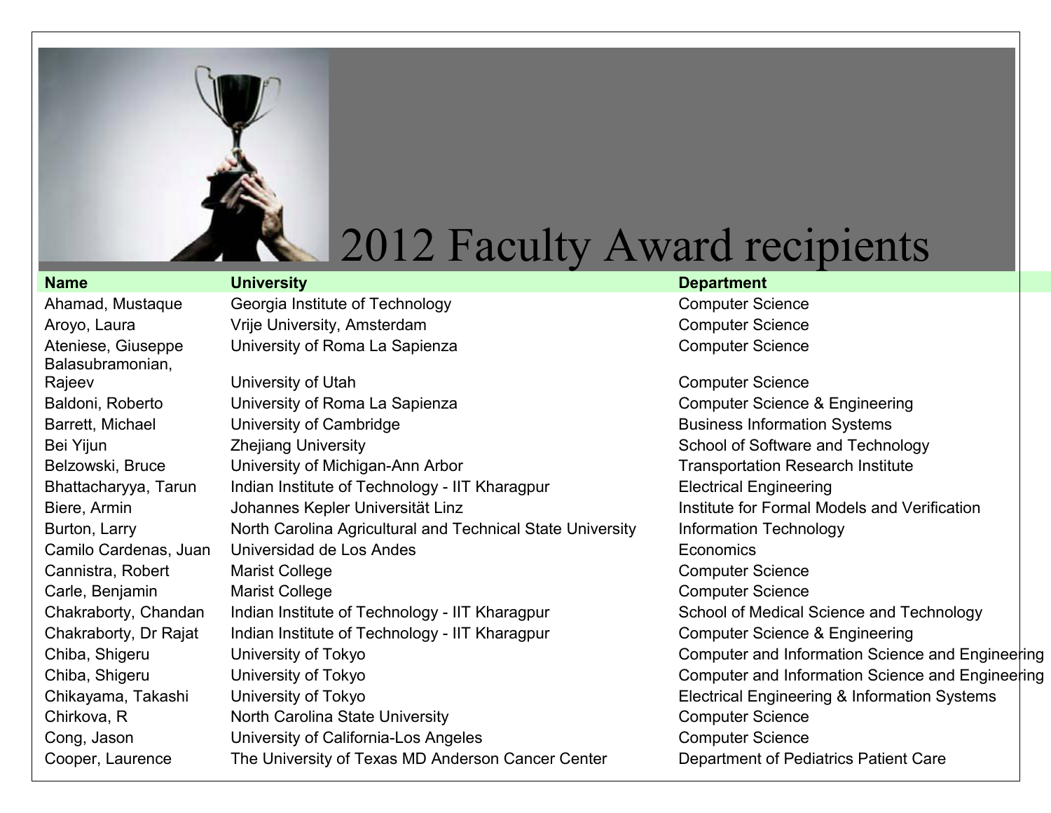# 2012 Faculty Award recipients

| Name | University | Department |
|---|---|---|
| Ahamad, Mustaque | Georgia Institute of Technology | Computer Science |
| Aroyo, Laura | Vrije University, Amsterdam | Computer Science |
| Ateniese, Giuseppe | University of Roma La Sapienza | Computer Science |
| Balasubramonian, Rajeev | University of Utah | Computer Science |
| Baldoni, Roberto | University of Roma La Sapienza | Computer Science & Engineering |
| Barrett, Michael | University of Cambridge | Business Information Systems |
| Bei Yijun | Zhejiang University | School of Software and Technology |
| Belzowski, Bruce | University of Michigan-Ann Arbor | Transportation Research Institute |
| Bhattacharyya, Tarun | Indian Institute of Technology - IIT Kharagpur | Electrical Engineering |
| Biere, Armin | Johannes Kepler Universität Linz | Institute for Formal Models and Verification |
| Burton, Larry | North Carolina Agricultural and Technical State University | Information Technology |
| Camilo Cardenas, Juan | Universidad de Los Andes | Economics |
| Cannistra, Robert | Marist College | Computer Science |
| Carle, Benjamin | Marist College | Computer Science |
| Chakraborty, Chandan | Indian Institute of Technology - IIT Kharagpur | School of Medical Science and Technology |
| Chakraborty, Dr Rajat | Indian Institute of Technology - IIT Kharagpur | Computer Science & Engineering |
| Chiba, Shigeru | University of Tokyo | Computer and Information Science and Engineering |
| Chiba, Shigeru | University of Tokyo | Computer and Information Science and Engineering |
| Chikayama, Takashi | University of Tokyo | Electrical Engineering & Information Systems |
| Chirkova, R | North Carolina State University | Computer Science |
| Cong, Jason | University of California-Los Angeles | Computer Science |
| Cooper, Laurence | The University of Texas MD Anderson Cancer Center | Department of Pediatrics Patient Care |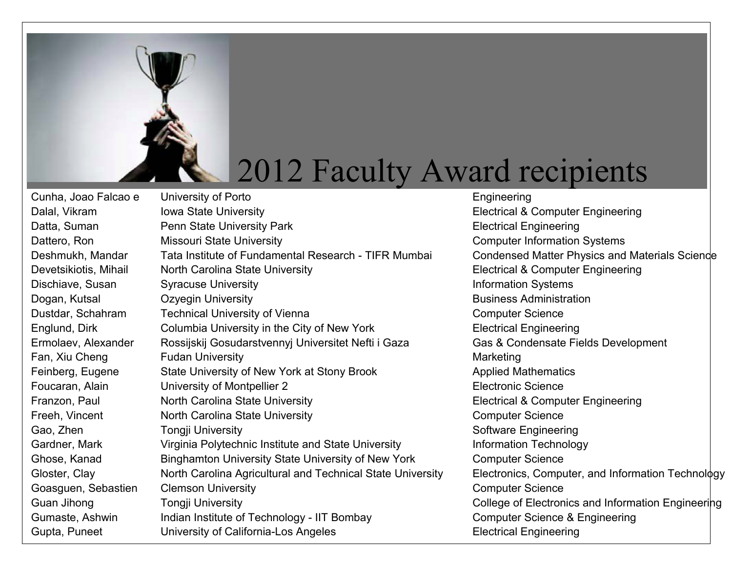# 2012 Faculty Award recipients

| | | |
|---|---|---|
| Cunha, Joao Falcao e | University of Porto | Engineering |
| Dalal, Vikram | Iowa State University | Electrical & Computer Engineering |
| Datta, Suman | Penn State University Park | Electrical Engineering |
| Dattero, Ron | Missouri State University | Computer Information Systems |
| Deshmukh, Mandar | Tata Institute of Fundamental Research - TIFR Mumbai | Condensed Matter Physics and Materials Science |
| Devetsikiotis, Mihail | North Carolina State University | Electrical & Computer Engineering |
| Dischiave, Susan | Syracuse University | Information Systems |
| Dogan, Kutsal | Ozyegin University | Business Administration |
| Dustdar, Schahram | Technical University of Vienna | Computer Science |
| Englund, Dirk | Columbia University in the City of New York | Electrical Engineering |
| Ermolaev, Alexander | Rossijskij Gosudarstvennyj Universitet Nefti i Gaza | Gas & Condensate Fields Development |
| Fan, Xiu Cheng | Fudan University | Marketing |
| Feinberg, Eugene | State University of New York at Stony Brook | Applied Mathematics |
| Foucaran, Alain | University of Montpellier 2 | Electronic Science |
| Franzon, Paul | North Carolina State University | Electrical & Computer Engineering |
| Freeh, Vincent | North Carolina State University | Computer Science |
| Gao, Zhen | Tongji University | Software Engineering |
| Gardner, Mark | Virginia Polytechnic Institute and State University | Information Technology |
| Ghose, Kanad | Binghamton University State University of New York | Computer Science |
| Gloster, Clay | North Carolina Agricultural and Technical State University | Electronics, Computer, and Information Technology |
| Goasguen, Sebastien | Clemson University | Computer Science |
| Guan Jihong | Tongji University | College of Electronics and Information Engineering |
| Gumaste, Ashwin | Indian Institute of Technology - IIT Bombay | Computer Science & Engineering |
| Gupta, Puneet | University of California-Los Angeles | Electrical Engineering |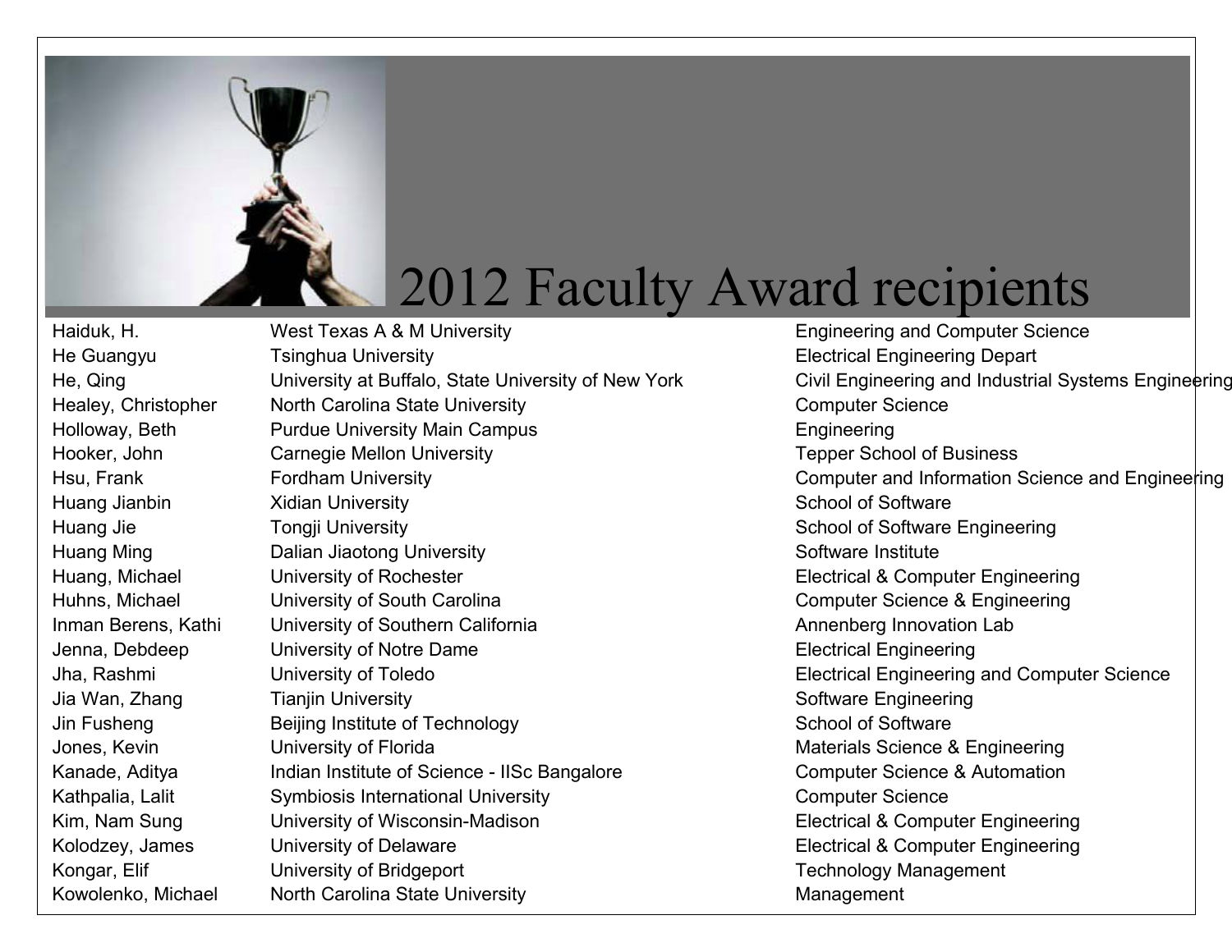# 2012 Faculty Award recipients

| | | |
|---|---|---|
| Haiduk, H. | West Texas A & M University | Engineering and Computer Science |
| He Guangyu | Tsinghua University | Electrical Engineering Depart |
| He, Qing | University at Buffalo, State University of New York | Civil Engineering and Industrial Systems Engineering |
| Healey, Christopher | North Carolina State University | Computer Science |
| Holloway, Beth | Purdue University Main Campus | Engineering |
| Hooker, John | Carnegie Mellon University | Tepper School of Business |
| Hsu, Frank | Fordham University | Computer and Information Science and Engineering |
| Huang Jianbin | Xidian University | School of Software |
| Huang Jie | Tongji University | School of Software Engineering |
| Huang Ming | Dalian Jiaotong University | Software Institute |
| Huang, Michael | University of Rochester | Electrical & Computer Engineering |
| Huhns, Michael | University of South Carolina | Computer Science & Engineering |
| Inman Berens, Kathi | University of Southern California | Annenberg Innovation Lab |
| Jenna, Debdeep | University of Notre Dame | Electrical Engineering |
| Jha, Rashmi | University of Toledo | Electrical Engineering and Computer Science |
| Jia Wan, Zhang | Tianjin University | Software Engineering |
| Jin Fusheng | Beijing Institute of Technology | School of Software |
| Jones, Kevin | University of Florida | Materials Science & Engineering |
| Kanade, Aditya | Indian Institute of Science - IISc Bangalore | Computer Science & Automation |
| Kathpalia, Lalit | Symbiosis International University | Computer Science |
| Kim, Nam Sung | University of Wisconsin-Madison | Electrical & Computer Engineering |
| Kolodzey, James | University of Delaware | Electrical & Computer Engineering |
| Kongar, Elif | University of Bridgeport | Technology Management |
| Kowolenko, Michael | North Carolina State University | Management |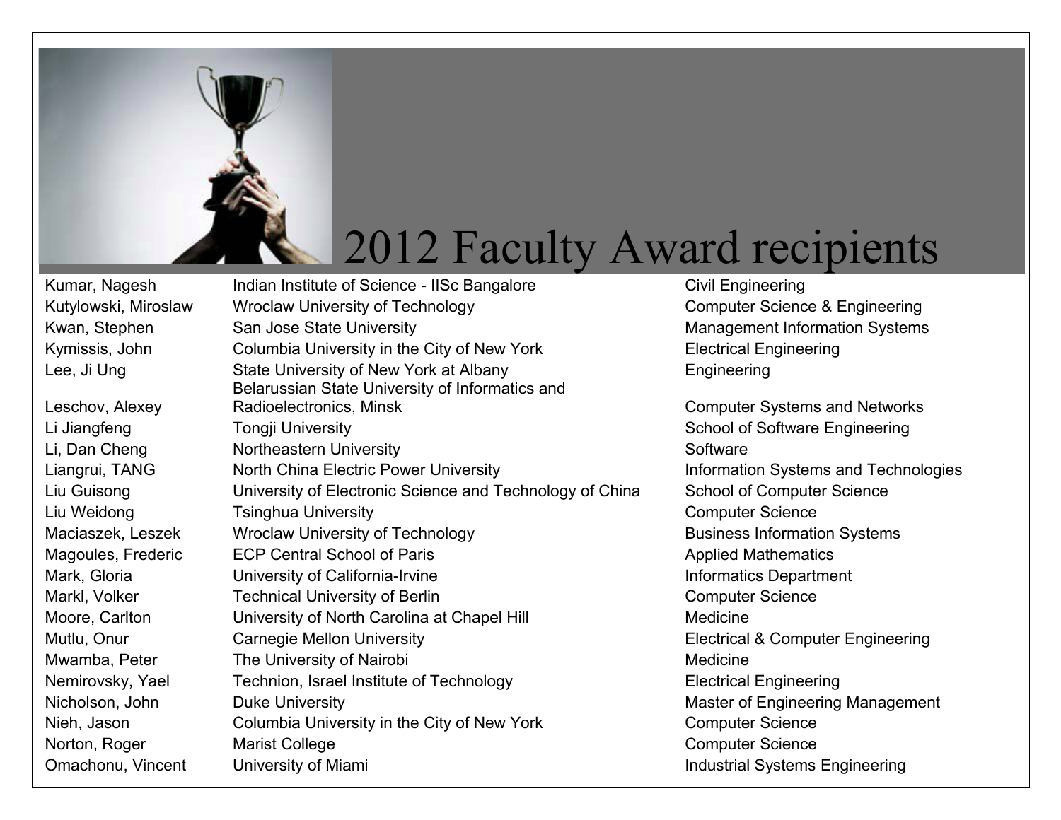# 2012 Faculty Award recipients

| | | |
|---|---|---|
| Kumar, Nagesh | Indian Institute of Science - IISc Bangalore | Civil Engineering |
| Kutylowski, Miroslaw | Wroclaw University of Technology | Computer Science & Engineering |
| Kwan, Stephen | San Jose State University | Management Information Systems |
| Kymissis, John | Columbia University in the City of New York | Electrical Engineering |
| Lee, Ji Ung | State University of New York at Albany | Engineering |
| Leschov, Alexey | Belarussian State University of Informatics and Radioelectronics, Minsk | Computer Systems and Networks |
| Li Jiangfeng | Tongji University | School of Software Engineering |
| Li, Dan Cheng | Northeastern University | Software |
| Liangrui, TANG | North China Electric Power University | Information Systems and Technologies |
| Liu Guisong | University of Electronic Science and Technology of China | School of Computer Science |
| Liu Weidong | Tsinghua University | Computer Science |
| Maciaszek, Leszek | Wroclaw University of Technology | Business Information Systems |
| Magoules, Frederic | ECP Central School of Paris | Applied Mathematics |
| Mark, Gloria | University of California-Irvine | Informatics Department |
| Markl, Volker | Technical University of Berlin | Computer Science |
| Moore, Carlton | University of North Carolina at Chapel Hill | Medicine |
| Mutlu, Onur | Carnegie Mellon University | Electrical & Computer Engineering |
| Mwamba, Peter | The University of Nairobi | Medicine |
| Nemirovsky, Yael | Technion, Israel Institute of Technology | Electrical Engineering |
| Nicholson, John | Duke University | Master of Engineering Management |
| Nieh, Jason | Columbia University in the City of New York | Computer Science |
| Norton, Roger | Marist College | Computer Science |
| Omachonu, Vincent | University of Miami | Industrial Systems Engineering |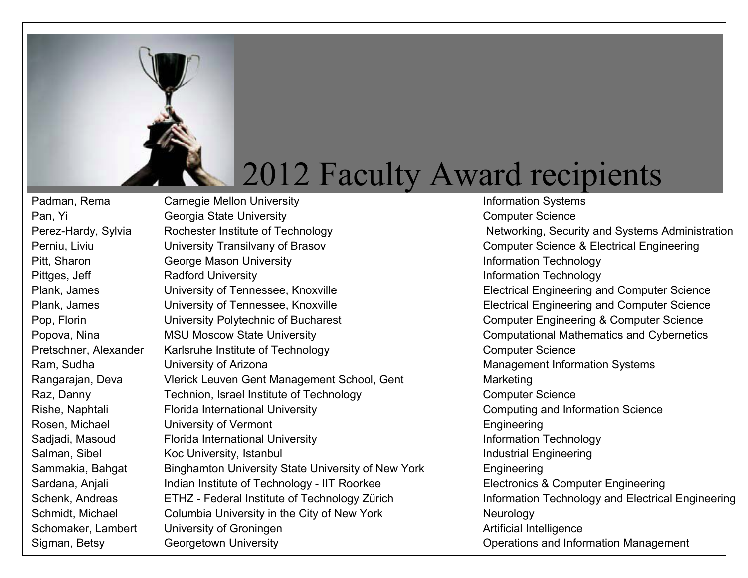# 2012 Faculty Award recipients

| Name | University | Department |
|---|---|---|
| Padman, Rema | Carnegie Mellon University | Information Systems |
| Pan, Yi | Georgia State University | Computer Science |
| Perez-Hardy, Sylvia | Rochester Institute of Technology | Networking, Security and Systems Administration |
| Perniu, Liviu | University Transilvany of Brasov | Computer Science & Electrical Engineering |
| Pitt, Sharon | George Mason University | Information Technology |
| Pittges, Jeff | Radford University | Information Technology |
| Plank, James | University of Tennessee, Knoxville | Electrical Engineering and Computer Science |
| Plank, James | University of Tennessee, Knoxville | Electrical Engineering and Computer Science |
| Pop, Florin | University Polytechnic of Bucharest | Computer Engineering & Computer Science |
| Popova, Nina | MSU Moscow State University | Computational Mathematics and Cybernetics |
| Pretschner, Alexander | Karlsruhe Institute of Technology | Computer Science |
| Ram, Sudha | University of Arizona | Management Information Systems |
| Rangarajan, Deva | Vlerick Leuven Gent Management School, Gent | Marketing |
| Raz, Danny | Technion, Israel Institute of Technology | Computer Science |
| Rishe, Naphtali | Florida International University | Computing and Information Science |
| Rosen, Michael | University of Vermont | Engineering |
| Sadjadi, Masoud | Florida International University | Information Technology |
| Salman, Sibel | Koc University, Istanbul | Industrial Engineering |
| Sammakia, Bahgat | Binghamton University State University of New York | Engineering |
| Sardana, Anjali | Indian Institute of Technology - IIT Roorkee | Electronics & Computer Engineering |
| Schenk, Andreas | ETHZ - Federal Institute of Technology Zürich | Information Technology and Electrical Engineering |
| Schmidt, Michael | Columbia University in the City of New York | Neurology |
| Schomaker, Lambert | University of Groningen | Artificial Intelligence |
| Sigman, Betsy | Georgetown University | Operations and Information Management |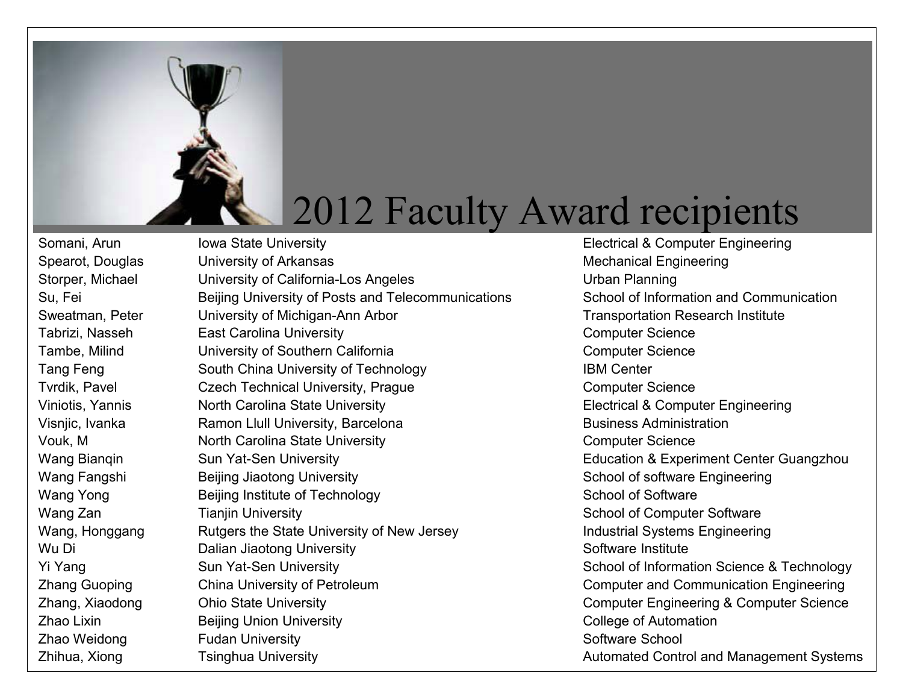# 2012 Faculty Award recipients

| | | |
|---|---|---|
| Somani, Arun | Iowa State University | Electrical & Computer Engineering |
| Spearot, Douglas | University of Arkansas | Mechanical Engineering |
| Storper, Michael | University of California-Los Angeles | Urban Planning |
| Su, Fei | Beijing University of Posts and Telecommunications | School of Information and Communication |
| Sweatman, Peter | University of Michigan-Ann Arbor | Transportation Research Institute |
| Tabrizi, Nasseh | East Carolina University | Computer Science |
| Tambe, Milind | University of Southern California | Computer Science |
| Tang Feng | South China University of Technology | IBM Center |
| Tvrdik, Pavel | Czech Technical University, Prague | Computer Science |
| Viniotis, Yannis | North Carolina State University | Electrical & Computer Engineering |
| Visnjic, Ivanka | Ramon Llull University, Barcelona | Business Administration |
| Vouk, M | North Carolina State University | Computer Science |
| Wang Bianqin | Sun Yat-Sen University | Education & Experiment Center Guangzhou |
| Wang Fangshi | Beijing Jiaotong University | School of software Engineering |
| Wang Yong | Beijing Institute of Technology | School of Software |
| Wang Zan | Tianjin University | School of Computer Software |
| Wang, Honggang | Rutgers the State University of New Jersey | Industrial Systems Engineering |
| Wu Di | Dalian Jiaotong University | Software Institute |
| Yi Yang | Sun Yat-Sen University | School of Information Science & Technology |
| Zhang Guoping | China University of Petroleum | Computer and Communication Engineering |
| Zhang, Xiaodong | Ohio State University | Computer Engineering & Computer Science |
| Zhao Lixin | Beijing Union University | College of Automation |
| Zhao Weidong | Fudan University | Software School |
| Zhihua, Xiong | Tsinghua University | Automated Control and Management Systems |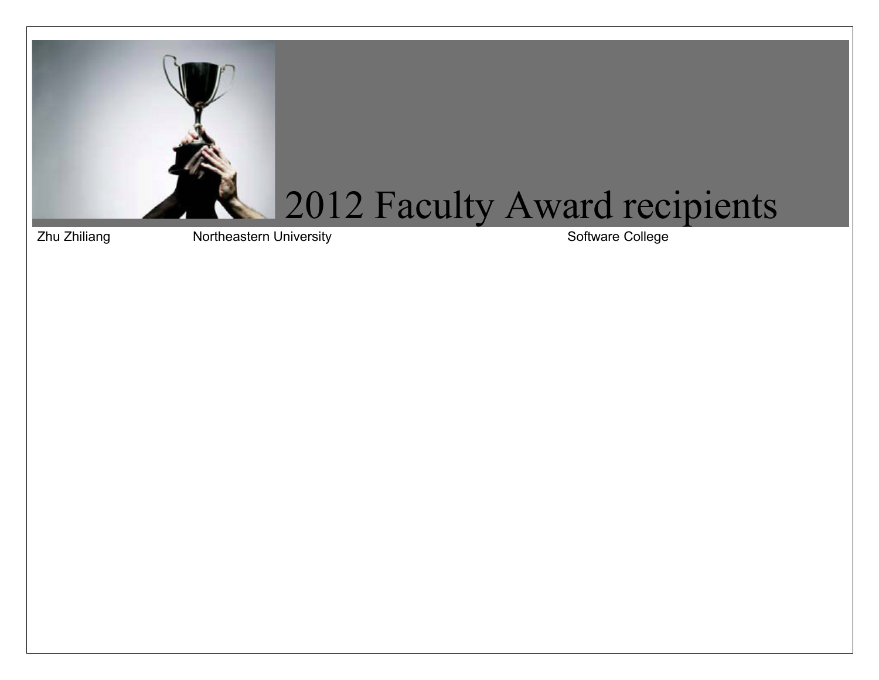# 2012 Faculty Award recipients

Zhu Zhiliang Northeastern University Software College